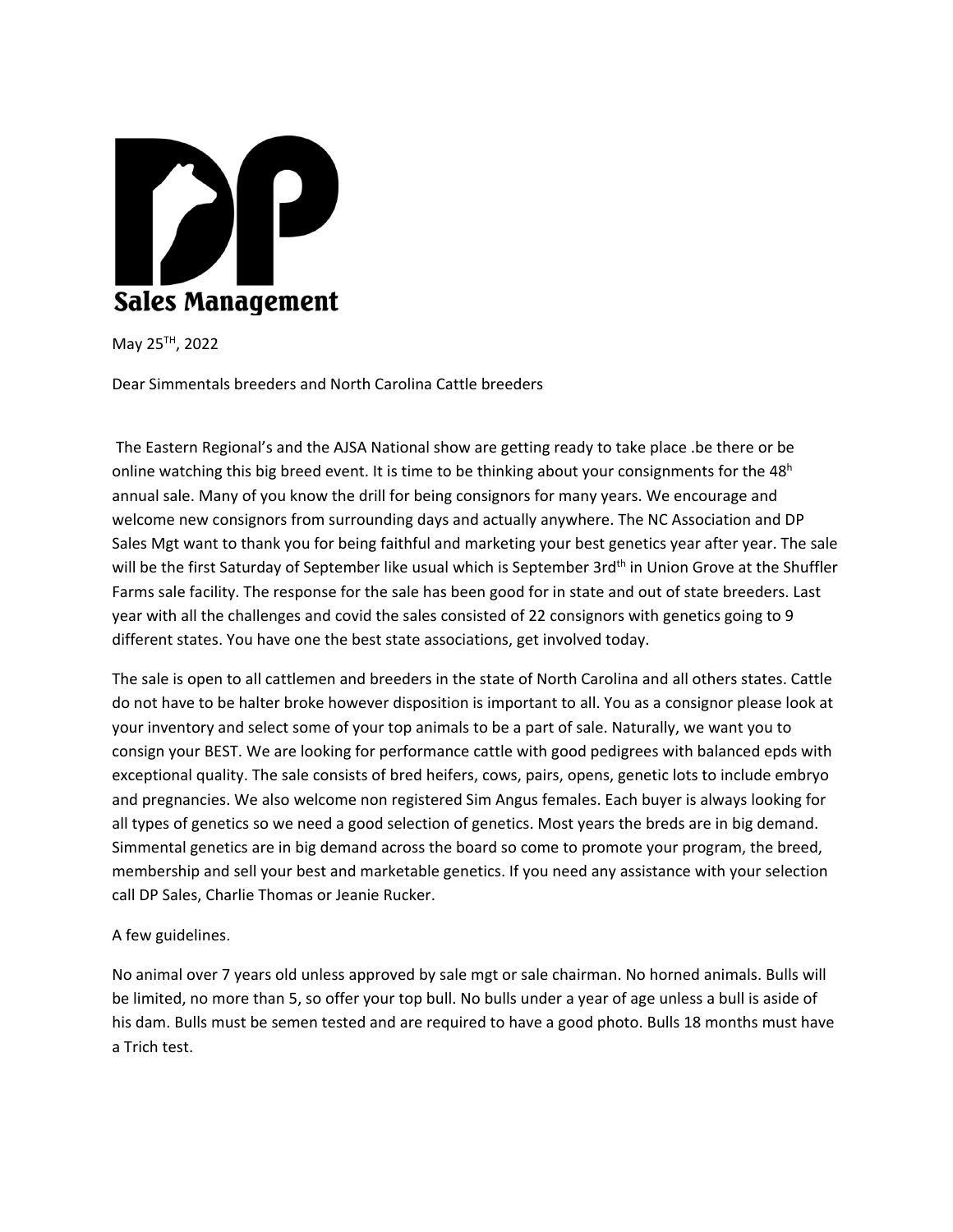# DP
**Sales Management**

May 25TH, 2022

Dear Simmentals breeders and North Carolina Cattle breeders

The Eastern Regional's and the AJSA National show are getting ready to take place .be there or be online watching this big breed event. It is time to be thinking about your consignments for the 48h annual sale. Many of you know the drill for being consignors for many years. We encourage and welcome new consignors from surrounding days and actually anywhere. The NC Association and DP Sales Mgt want to thank you for being faithful and marketing your best genetics year after year. The sale will be the first Saturday of September like usual which is September 3rdth in Union Grove at the Shuffler Farms sale facility. The response for the sale has been good for in state and out of state breeders. Last year with all the challenges and covid the sales consisted of 22 consignors with genetics going to 9 different states. You have one the best state associations, get involved today.

The sale is open to all cattlemen and breeders in the state of North Carolina and all others states. Cattle do not have to be halter broke however disposition is important to all. You as a consignor please look at your inventory and select some of your top animals to be a part of sale. Naturally, we want you to consign your BEST. We are looking for performance cattle with good pedigrees with balanced epds with exceptional quality. The sale consists of bred heifers, cows, pairs, opens, genetic lots to include embryo and pregnancies. We also welcome non registered Sim Angus females. Each buyer is always looking for all types of genetics so we need a good selection of genetics. Most years the breds are in big demand. Simmental genetics are in big demand across the board so come to promote your program, the breed, membership and sell your best and marketable genetics. If you need any assistance with your selection call DP Sales, Charlie Thomas or Jeanie Rucker.

A few guidelines.

No animal over 7 years old unless approved by sale mgt or sale chairman. No horned animals. Bulls will be limited, no more than 5, so offer your top bull. No bulls under a year of age unless a bull is aside of his dam. Bulls must be semen tested and are required to have a good photo. Bulls 18 months must have a Trich test.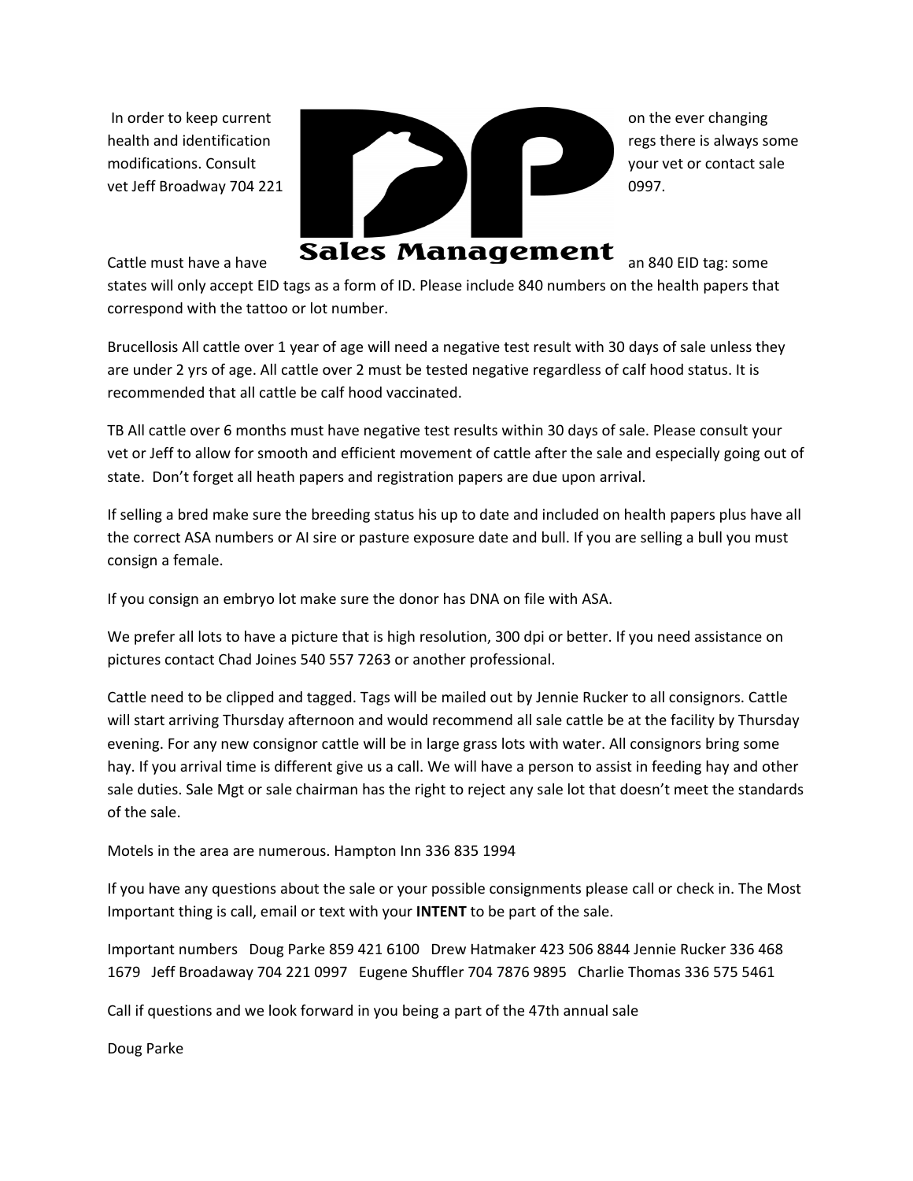In order to keep current on the ever changing health and identification regs there is always some modifications. Consult your vet or contact sale vet Jeff Broadway 704 221 0997.

**Sales Management**

Cattle must have a have an 840 EID tag: some states will only accept EID tags as a form of ID. Please include 840 numbers on the health papers that correspond with the tattoo or lot number.

Brucellosis All cattle over 1 year of age will need a negative test result with 30 days of sale unless they are under 2 yrs of age. All cattle over 2 must be tested negative regardless of calf hood status. It is recommended that all cattle be calf hood vaccinated.

TB All cattle over 6 months must have negative test results within 30 days of sale. Please consult your vet or Jeff to allow for smooth and efficient movement of cattle after the sale and especially going out of state. Don't forget all heath papers and registration papers are due upon arrival.

If selling a bred make sure the breeding status his up to date and included on health papers plus have all the correct ASA numbers or AI sire or pasture exposure date and bull. If you are selling a bull you must consign a female.

If you consign an embryo lot make sure the donor has DNA on file with ASA.

We prefer all lots to have a picture that is high resolution, 300 dpi or better. If you need assistance on pictures contact Chad Joines 540 557 7263 or another professional.

Cattle need to be clipped and tagged. Tags will be mailed out by Jennie Rucker to all consignors. Cattle will start arriving Thursday afternoon and would recommend all sale cattle be at the facility by Thursday evening. For any new consignor cattle will be in large grass lots with water. All consignors bring some hay. If you arrival time is different give us a call. We will have a person to assist in feeding hay and other sale duties. Sale Mgt or sale chairman has the right to reject any sale lot that doesn't meet the standards of the sale.

Motels in the area are numerous. Hampton Inn 336 835 1994

If you have any questions about the sale or your possible consignments please call or check in. The Most Important thing is call, email or text with your **INTENT** to be part of the sale.

Important numbers Doug Parke 859 421 6100 Drew Hatmaker 423 506 8844 Jennie Rucker 336 468 1679 Jeff Broadaway 704 221 0997 Eugene Shuffler 704 7876 9895 Charlie Thomas 336 575 5461

Call if questions and we look forward in you being a part of the 47th annual sale

Doug Parke